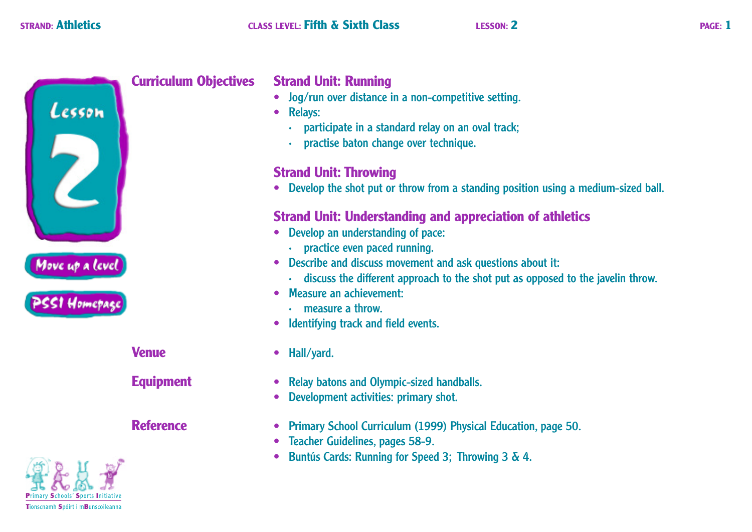STRAND: Athletics | CLASS LEVEL: Fifth & Sixth Class | LESSON: 2

# Lesson 2

Move up a level

PSSI Homepage

## Curriculum Objectives

### Strand Unit: Running

- Jog/run over distance in a non-competitive setting.
- Relays:
  - participate in a standard relay on an oval track;
  - practise baton change over technique.

### Strand Unit: Throwing

- Develop the shot put or throw from a standing position using a medium-sized ball.

### Strand Unit: Understanding and appreciation of athletics

- Develop an understanding of pace:
  - practice even paced running.
- Describe and discuss movement and ask questions about it:
  - discuss the different approach to the shot put as opposed to the javelin throw.
- Measure an achievement:
  - measure a throw.
- Identifying track and field events.

## Venue

- Hall/yard.

## Equipment

- Relay batons and Olympic-sized handballs.
- Development activities: primary shot.

## Reference

- Primary School Curriculum (1999) Physical Education, page 50.
- Teacher Guidelines, pages 58-9.
- Buntús Cards: Running for Speed 3; Throwing 3 & 4.

Primary Schools' Sports Initiative
Tionscnamh Spóirt i mBunscoileanna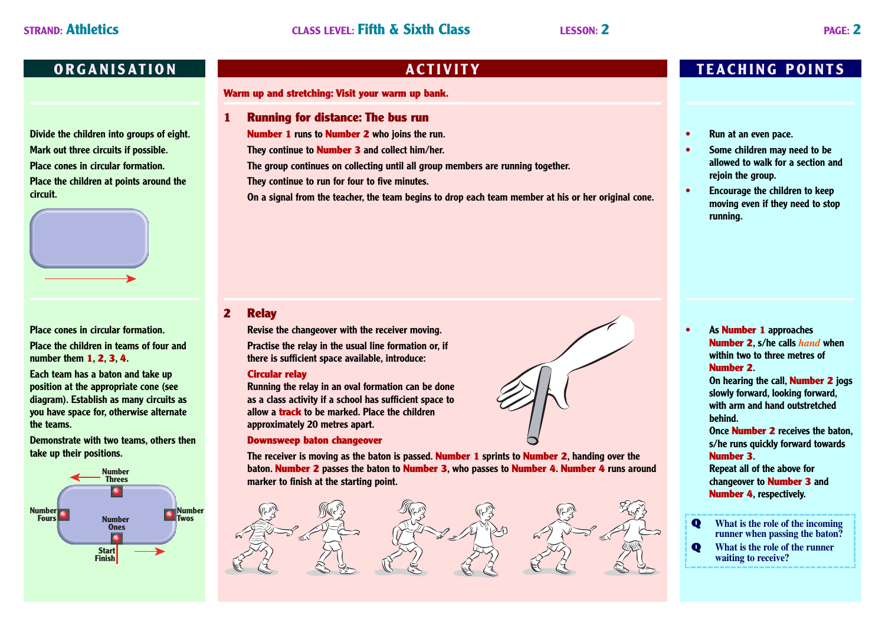**STRAND: Athletics** **CLASS LEVEL: Fifth & Sixth Class** **LESSON: 2**

## ORGANISATION

Divide the children into groups of eight.

Mark out three circuits if possible.

Place cones in circular formation.

Place the children at points around the circuit.

## ACTIVITY

**Warm up and stretching: Visit your warm up bank.**

### 1 Running for distance: The bus run

**Number 1** runs to **Number 2** who joins the run.

They continue to **Number 3** and collect him/her.

The group continues on collecting until all group members are running together.

They continue to run for four to five minutes.

On a signal from the teacher, the team begins to drop each team member at his or her original cone.

## TEACHING POINTS

- Run at an even pace.
- Some children may need to be allowed to walk for a section and rejoin the group.
- Encourage the children to keep moving even if they need to stop running.

---

## ORGANISATION

Place cones in circular formation.

Place the children in teams of four and number them **1**, **2**, **3**, **4**.

Each team has a baton and take up position at the appropriate cone (see diagram). Establish as many circuits as you have space for, otherwise alternate the teams.

Demonstrate with two teams, others then take up their positions.

Number Threes — Number Fours — Number Twos — Number Ones — Start Finish

## ACTIVITY

### 2 Relay

Revise the changeover with the receiver moving.

Practise the relay in the usual line formation or, if there is sufficient space available, introduce:

**Circular relay**

Running the relay in an oval formation can be done as a class activity if a school has sufficient space to allow a **track** to be marked. Place the children approximately 20 metres apart.

**Downsweep baton changeover**

The receiver is moving as the baton is passed. **Number 1** sprints to **Number 2**, handing over the baton. **Number 2** passes the baton to **Number 3**, who passes to **Number 4**. **Number 4** runs around marker to finish at the starting point.

## TEACHING POINTS

- As **Number 1** approaches **Number 2**, s/he calls ***hand*** when within two to three metres of **Number 2**.
  On hearing the call, **Number 2** jogs slowly forward, looking forward, with arm and hand outstretched behind.
  Once **Number 2** receives the baton, s/he runs quickly forward towards **Number 3**.
  Repeat all of the above for changeover to **Number 3** and **Number 4**, respectively.

**Q** What is the role of the incoming runner when passing the baton?

**Q** What is the role of the runner waiting to receive?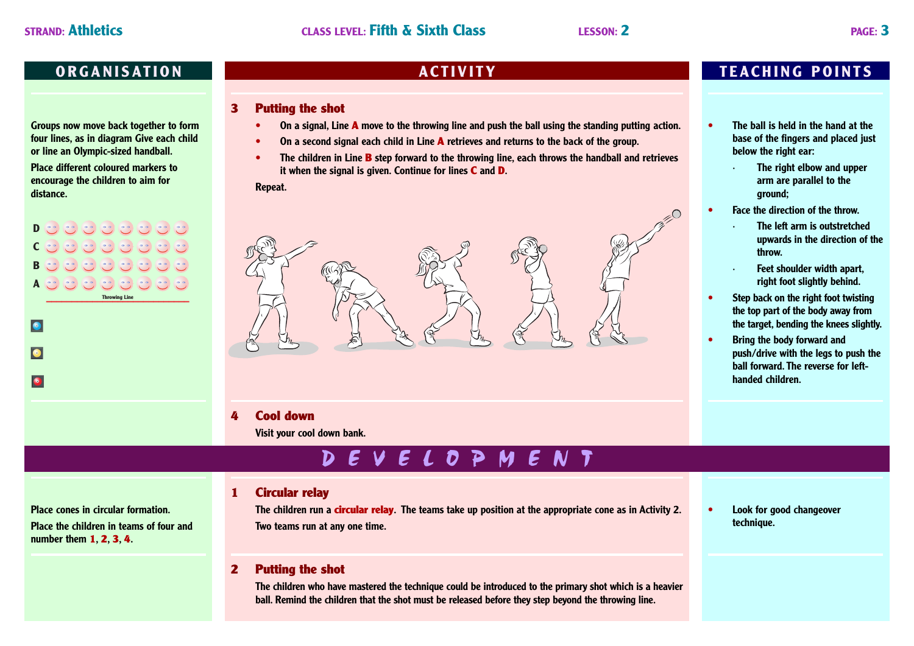**STRAND:** Athletics **CLASS LEVEL:** Fifth & Sixth Class **LESSON:** 2

## ORGANISATION

Groups now move back together to form four lines, as in diagram Give each child or line an Olympic-sized handball.

Place different coloured markers to encourage the children to aim for distance.

D
C
B
A

Throwing Line

## ACTIVITY

### 3 Putting the shot

- On a signal, Line **A** move to the throwing line and push the ball using the standing putting action.
- On a second signal each child in Line **A** retrieves and returns to the back of the group.
- The children in Line **B** step forward to the throwing line, each throws the handball and retrieves it when the signal is given. Continue for lines **C** and **D**.

Repeat.

## TEACHING POINTS

- The ball is held in the hand at the base of the fingers and placed just below the right ear:
  - The right elbow and upper arm are parallel to the ground;
- Face the direction of the throw.
  - The left arm is outstretched upwards in the direction of the throw.
  - Feet shoulder width apart, right foot slightly behind.
- Step back on the right foot twisting the top part of the body away from the target, bending the knees slightly.
- Bring the body forward and push/drive with the legs to push the ball forward. The reverse for left-handed children.

### 4 Cool down

Visit your cool down bank.

# DEVELOPMENT

Place cones in circular formation.

Place the children in teams of four and number them **1**, **2**, **3**, **4**.

### 1 Circular relay

The children run a **circular relay**. The teams take up position at the appropriate cone as in Activity 2. Two teams run at any one time.

- Look for good changeover technique.

### 2 Putting the shot

The children who have mastered the technique could be introduced to the primary shot which is a heavier ball. Remind the children that the shot must be released before they step beyond the throwing line.